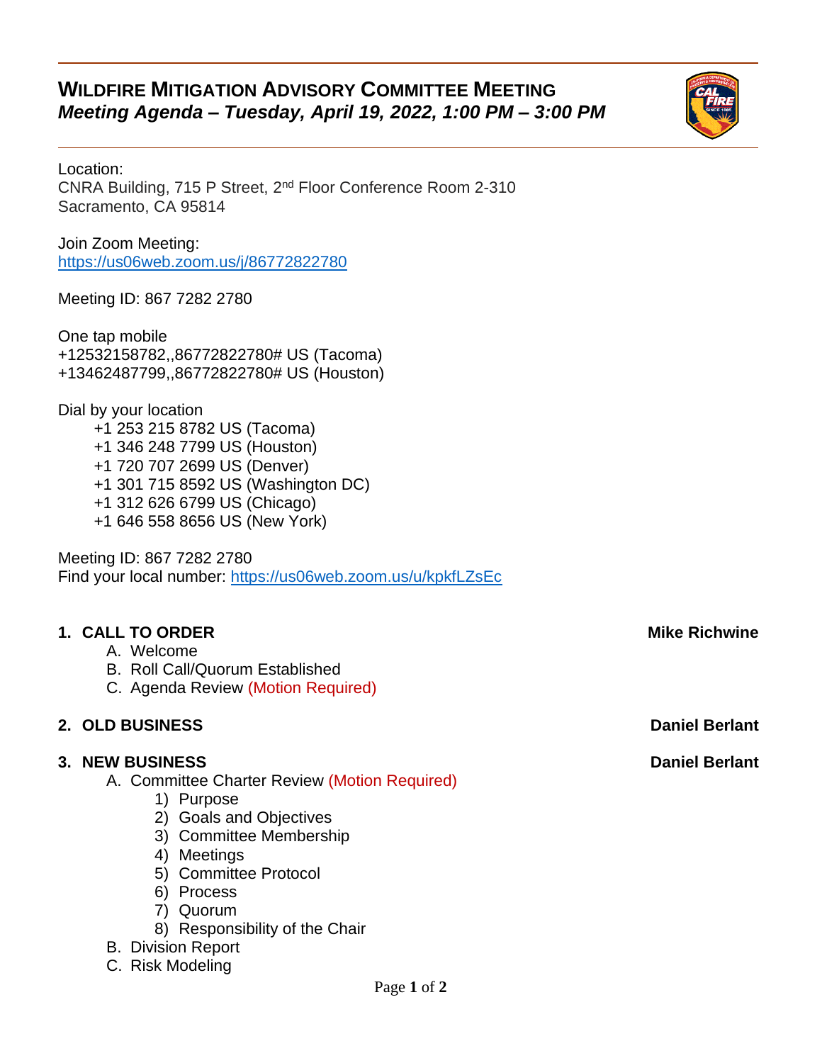# WILDFIRE MITIGATION ADVISORY COMMITTEE MEETING

***Meeting Agenda – Tuesday, April 19, 2022, 1:00 PM – 3:00 PM***

Location:
CNRA Building, 715 P Street, 2nd Floor Conference Room 2-310
Sacramento, CA 95814

Join Zoom Meeting:
https://us06web.zoom.us/j/86772822780

Meeting ID: 867 7282 2780

One tap mobile
+12532158782,,86772822780# US (Tacoma)
+13462487799,,86772822780# US (Houston)

Dial by your location
- +1 253 215 8782 US (Tacoma)
- +1 346 248 7799 US (Houston)
- +1 720 707 2699 US (Denver)
- +1 301 715 8592 US (Washington DC)
- +1 312 626 6799 US (Chicago)
- +1 646 558 8656 US (New York)

Meeting ID: 867 7282 2780
Find your local number: https://us06web.zoom.us/u/kpkfLZsEc

**1. CALL TO ORDER** — **Mike Richwine**

- A. Welcome
- B. Roll Call/Quorum Established
- C. Agenda Review (Motion Required)

**2. OLD BUSINESS** — **Daniel Berlant**

**3. NEW BUSINESS** — **Daniel Berlant**

- A. Committee Charter Review (Motion Required)
  1) Purpose
  2) Goals and Objectives
  3) Committee Membership
  4) Meetings
  5) Committee Protocol
  6) Process
  7) Quorum
  8) Responsibility of the Chair
- B. Division Report
- C. Risk Modeling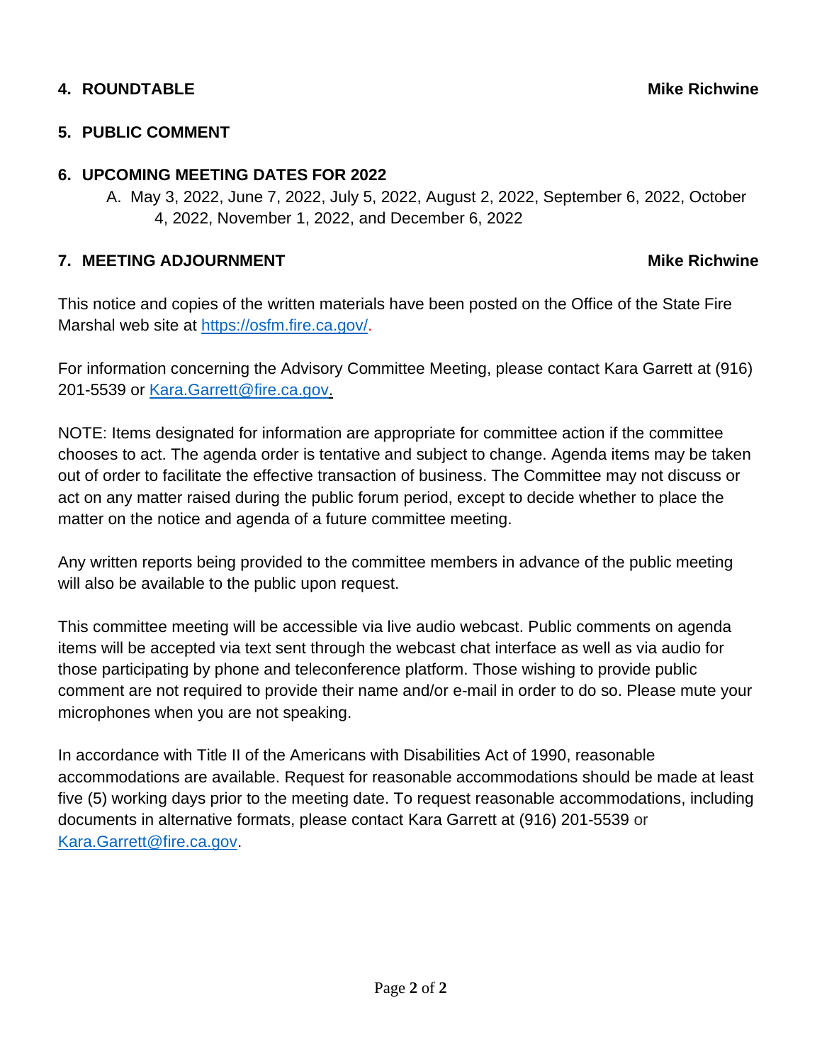**4. ROUNDTABLE** **Mike Richwine**

**5. PUBLIC COMMENT**

**6. UPCOMING MEETING DATES FOR 2022**

A. May 3, 2022, June 7, 2022, July 5, 2022, August 2, 2022, September 6, 2022, October 4, 2022, November 1, 2022, and December 6, 2022

**7. MEETING ADJOURNMENT** **Mike Richwine**

This notice and copies of the written materials have been posted on the Office of the State Fire Marshal web site at https://osfm.fire.ca.gov/.

For information concerning the Advisory Committee Meeting, please contact Kara Garrett at (916) 201-5539 or Kara.Garrett@fire.ca.gov.

NOTE: Items designated for information are appropriate for committee action if the committee chooses to act. The agenda order is tentative and subject to change. Agenda items may be taken out of order to facilitate the effective transaction of business. The Committee may not discuss or act on any matter raised during the public forum period, except to decide whether to place the matter on the notice and agenda of a future committee meeting.

Any written reports being provided to the committee members in advance of the public meeting will also be available to the public upon request.

This committee meeting will be accessible via live audio webcast. Public comments on agenda items will be accepted via text sent through the webcast chat interface as well as via audio for those participating by phone and teleconference platform. Those wishing to provide public comment are not required to provide their name and/or e-mail in order to do so. Please mute your microphones when you are not speaking.

In accordance with Title II of the Americans with Disabilities Act of 1990, reasonable accommodations are available. Request for reasonable accommodations should be made at least five (5) working days prior to the meeting date. To request reasonable accommodations, including documents in alternative formats, please contact Kara Garrett at (916) 201-5539 or Kara.Garrett@fire.ca.gov.